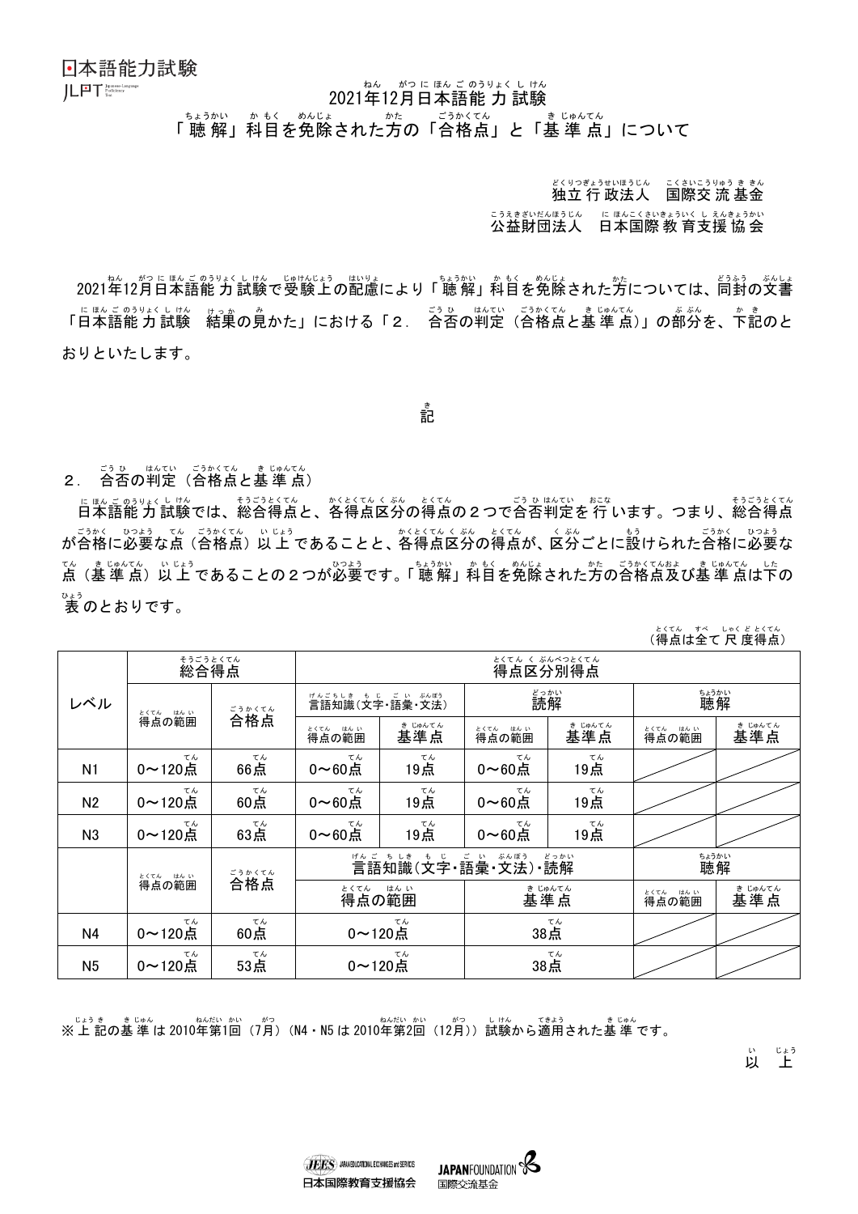日本語能力試験
JLPT

# 2021年12月日本語能力試験
## 「聴解」科目を免除された方の「合格点」と「基準点」について

独立行政法人　国際交流基金

公益財団法人　日本国際教育支援協会

2021年12月日本語能力試験で受験上の配慮により「聴解」科目を免除された方については、同封の文書「日本語能力試験　結果の見かた」における「２．　合否の判定（合格点と基準点）」の部分を、下記のとおりといたします。

記

### ２．　合否の判定（合格点と基準点）

日本語能力試験では、総合得点と、各得点区分の得点の２つで合否判定を行います。つまり、総合得点が合格に必要な点（合格点）以上であることと、各得点区分の得点が、区分ごとに設けられた合格に必要な点（基準点）以上であることの２つが必要です。「聴解」科目を免除された方の合格点及び基準点は下の表のとおりです。

（得点は全て尺度得点）

| レベル | 総合得点 | | 得点区分別得点 | | | | | |
|---|---|---|---|---|---|---|---|---|
| | | | 言語知識（文字・語彙・文法） | | 読解 | | 聴解 | |
| | 得点の範囲 | 合格点 | 得点の範囲 | 基準点 | 得点の範囲 | 基準点 | 得点の範囲 | 基準点 |
| N1 | 0～120点 | 66点 | 0～60点 | 19点 | 0～60点 | 19点 | | |
| N2 | 0～120点 | 60点 | 0～60点 | 19点 | 0～60点 | 19点 | | |
| N3 | 0～120点 | 63点 | 0～60点 | 19点 | 0～60点 | 19点 | | |
| | 得点の範囲 | 合格点 | 言語知識（文字・語彙・文法）・読解 | | | | 聴解 | |
| | | | 得点の範囲 | | 基準点 | | 得点の範囲 | 基準点 |
| N4 | 0～120点 | 60点 | 0～120点 | | 38点 | | | |
| N5 | 0～120点 | 53点 | 0～120点 | | 38点 | | | |

※上記の基準は2010年第1回（7月）（N4・N5は2010年第2回（12月））試験から適用された基準です。

以上

日本国際教育支援協会　国際交流基金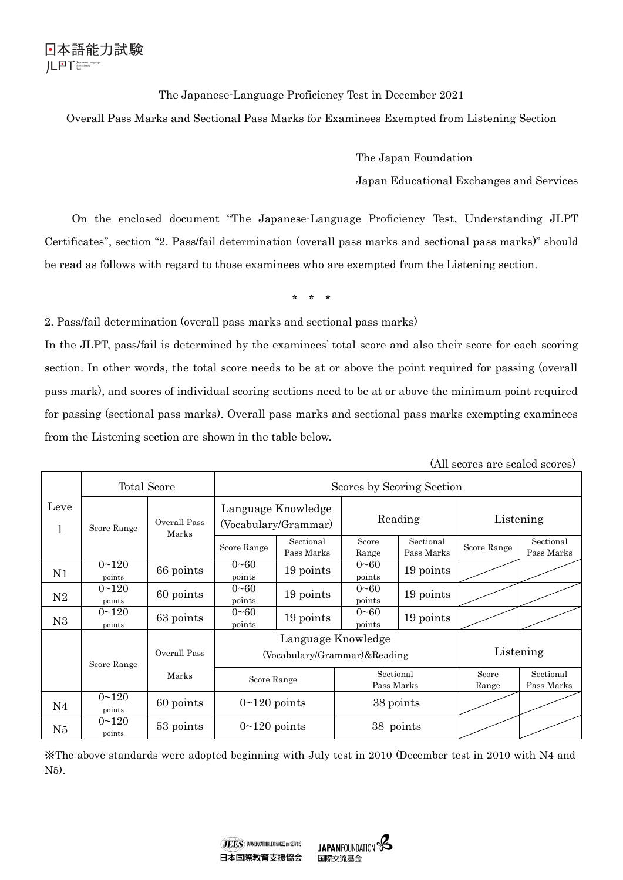日本語能力試験
JLPT

The Japanese-Language Proficiency Test in December 2021

Overall Pass Marks and Sectional Pass Marks for Examinees Exempted from Listening Section

The Japan Foundation

Japan Educational Exchanges and Services

On the enclosed document "The Japanese-Language Proficiency Test, Understanding JLPT Certificates", section "2. Pass/fail determination (overall pass marks and sectional pass marks)" should be read as follows with regard to those examinees who are exempted from the Listening section.

\* \* \*

2. Pass/fail determination (overall pass marks and sectional pass marks)

In the JLPT, pass/fail is determined by the examinees' total score and also their score for each scoring section. In other words, the total score needs to be at or above the point required for passing (overall pass mark), and scores of individual scoring sections need to be at or above the minimum point required for passing (sectional pass marks). Overall pass marks and sectional pass marks exempting examinees from the Listening section are shown in the table below.

(All scores are scaled scores)

| Level | Total Score | | Scores by Scoring Section | | | | | |
|---|---|---|---|---|---|---|---|---|
| | | | Language Knowledge (Vocabulary/Grammar) | | Reading | | Listening | |
| | Score Range | Overall Pass Marks | Score Range | Sectional Pass Marks | Score Range | Sectional Pass Marks | Score Range | Sectional Pass Marks |
| N1 | 0~120 points | 66 points | 0~60 points | 19 points | 0~60 points | 19 points | | |
| N2 | 0~120 points | 60 points | 0~60 points | 19 points | 0~60 points | 19 points | | |
| N3 | 0~120 points | 63 points | 0~60 points | 19 points | 0~60 points | 19 points | | |
| | | | Language Knowledge (Vocabulary/Grammar)&Reading | | | | Listening | |
| | Score Range | Overall Pass Marks | Score Range | | Sectional Pass Marks | | Score Range | Sectional Pass Marks |
| N4 | 0~120 points | 60 points | 0~120 points | | 38 points | | | |
| N5 | 0~120 points | 53 points | 0~120 points | | 38 points | | | |

※The above standards were adopted beginning with July test in 2010 (December test in 2010 with N4 and N5).